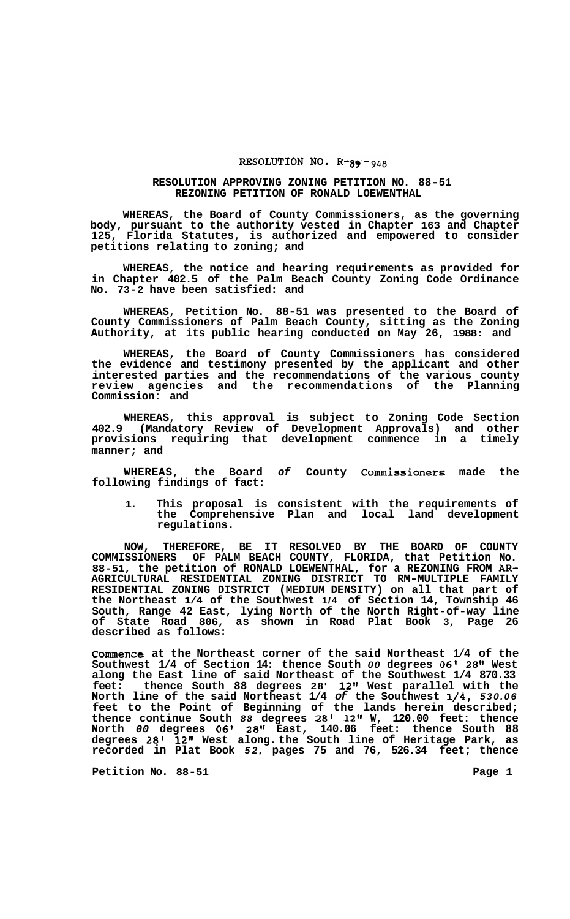RESOLUTION NO. R-89-948

**RESOLUTION APPROVING ZONING PETITION NO. 88-51**
**REZONING PETITION OF RONALD LOEWENTHAL**

**WHEREAS, the Board of County Commissioners, as the governing body, pursuant to the authority vested in Chapter 163 and Chapter 125, Florida Statutes, is authorized and empowered to consider petitions relating to zoning; and**

**WHEREAS, the notice and hearing requirements as provided for in Chapter 402.5 of the Palm Beach County Zoning Code Ordinance No. 73-2 have been satisfied: and**

**WHEREAS, Petition No. 88-51 was presented to the Board of County Commissioners of Palm Beach County, sitting as the Zoning Authority, at its public hearing conducted on May 26, 1988: and**

**WHEREAS, the Board of County Commissioners has considered the evidence and testimony presented by the applicant and other interested parties and the recommendations of the various county review agencies and the recommendations of the Planning Commission: and**

**WHEREAS, this approval is subject to Zoning Code Section 402.9 (Mandatory Review of Development Approvals) and other provisions requiring that development commence in a timely manner; and**

**WHEREAS, the Board of County Commissioners made the following findings of fact:**

1. **This proposal is consistent with the requirements of the Comprehensive Plan and local land development regulations.**

**NOW, THEREFORE, BE IT RESOLVED BY THE BOARD OF COUNTY COMMISSIONERS OF PALM BEACH COUNTY, FLORIDA, that Petition No. 88-51, the petition of RONALD LOEWENTHAL, for a REZONING FROM AR-AGRICULTURAL RESIDENTIAL ZONING DISTRICT TO RM-MULTIPLE FAMILY RESIDENTIAL ZONING DISTRICT (MEDIUM DENSITY) on all that part of the Northeast 1/4 of the Southwest 1/4 of Section 14, Township 46 South, Range 42 East, lying North of the North Right-of-way line of State Road 806, as shown in Road Plat Book 3, Page 26 described as follows:**

**Commence at the Northeast corner of the said Northeast 1/4 of the Southwest 1/4 of Section 14: thence South 00 degrees 06' 28" West along the East line of said Northeast of the Southwest 1/4 870.33 feet: thence South 88 degrees 28' 12" West parallel with the North line of the said Northeast 1/4 of the Southwest 1/4, 530.06 feet to the Point of Beginning of the lands herein described; thence continue South 88 degrees 28' 12" W, 120.00 feet: thence North 00 degrees 06' 28" East, 140.06 feet: thence South 88 degrees 28' 12" West along the South line of Heritage Park, as recorded in Plat Book 52, pages 75 and 76, 526.34 feet; thence**

**Petition No. 88-51**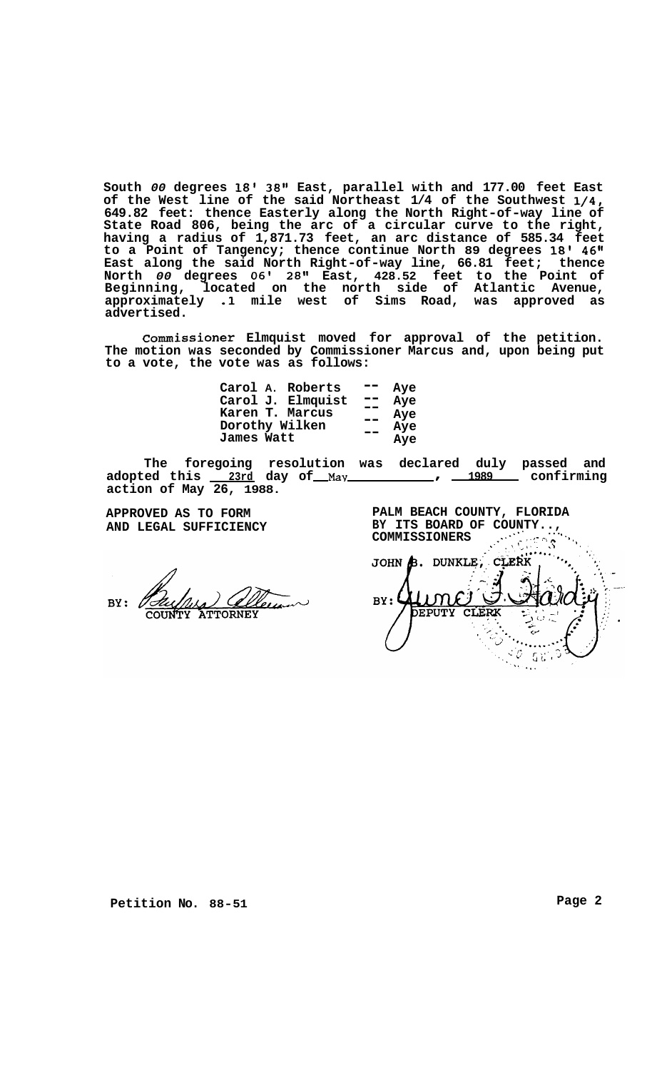**South 00 degrees 18' 38" East, parallel with and 177.00 feet East of the West line of the said Northeast 1/4 of the Southwest 1/4, 649.82 feet: thence Easterly along the North Right-of-way line of State Road 806, being the arc of a circular curve to the right, having a radius of 1,871.73 feet, an arc distance of 585.34 feet to a Point of Tangency; thence continue North 89 degrees 18' 46" East along the said North Right-of-way line, 66.81 feet; thence North 00 degrees 06' 28" East, 428.52 feet to the Point of Beginning, located on the north side of Atlantic Avenue, approximately .1 mile west of Sims Road, was approved as advertised.**

**Commissioner Elmquist moved for approval of the petition. The motion was seconded by Commissioner Marcus and, upon being put to a vote, the vote was as follows:**

| | | |
|---|---|---|
| **Carol A. Roberts** | -- | **Aye** |
| **Carol J. Elmquist** | -- | **Aye** |
| **Karen T. Marcus** | -- | **Aye** |
| **Dorothy Wilken** | -- | **Aye** |
| **James Watt** | -- | **Aye** |

**The foregoing resolution was declared duly passed and adopted this 23rd day of May, 1989 confirming action of May 26, 1988.**

**APPROVED AS TO FORM AND LEGAL SUFFICIENCY**

BY: COUNTY ATTORNEY

**PALM BEACH COUNTY, FLORIDA BY ITS BOARD OF COUNTY COMMISSIONERS**

JOHN B. DUNKLE, CLERK

BY: DEPUTY CLERK

**Petition No. 88-51**